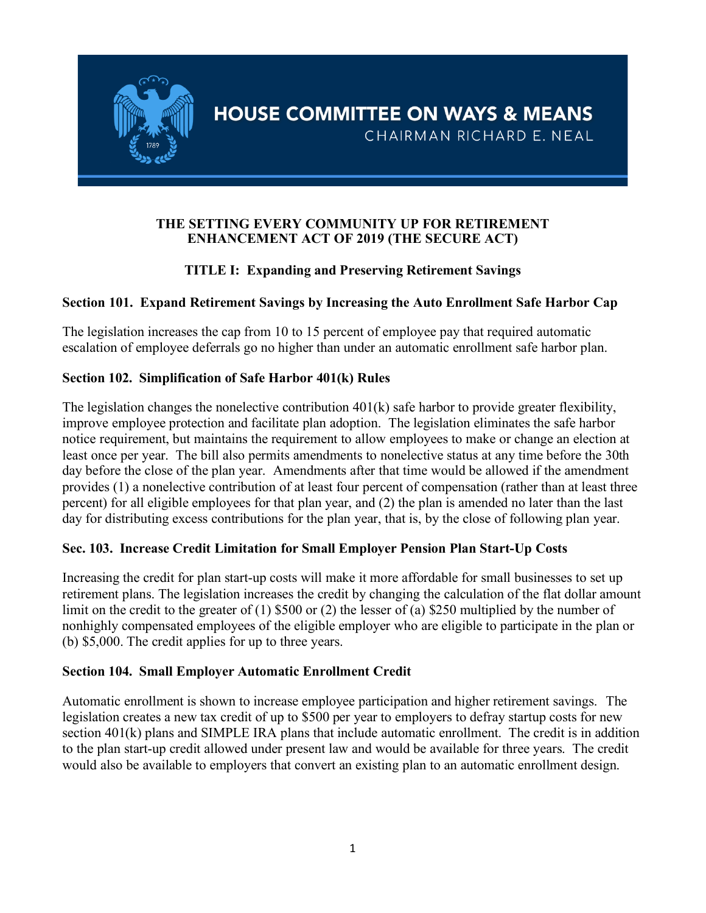# HOUSE COMMITTEE ON WAYS & MEANS
CHAIRMAN RICHARD E. NEAL

## THE SETTING EVERY COMMUNITY UP FOR RETIREMENT ENHANCEMENT ACT OF 2019 (THE SECURE ACT)

### TITLE I: Expanding and Preserving Retirement Savings

**Section 101. Expand Retirement Savings by Increasing the Auto Enrollment Safe Harbor Cap**

The legislation increases the cap from 10 to 15 percent of employee pay that required automatic escalation of employee deferrals go no higher than under an automatic enrollment safe harbor plan.

**Section 102. Simplification of Safe Harbor 401(k) Rules**

The legislation changes the nonelective contribution 401(k) safe harbor to provide greater flexibility, improve employee protection and facilitate plan adoption. The legislation eliminates the safe harbor notice requirement, but maintains the requirement to allow employees to make or change an election at least once per year. The bill also permits amendments to nonelective status at any time before the 30th day before the close of the plan year. Amendments after that time would be allowed if the amendment provides (1) a nonelective contribution of at least four percent of compensation (rather than at least three percent) for all eligible employees for that plan year, and (2) the plan is amended no later than the last day for distributing excess contributions for the plan year, that is, by the close of following plan year.

**Sec. 103. Increase Credit Limitation for Small Employer Pension Plan Start-Up Costs**

Increasing the credit for plan start-up costs will make it more affordable for small businesses to set up retirement plans. The legislation increases the credit by changing the calculation of the flat dollar amount limit on the credit to the greater of (1) $500 or (2) the lesser of (a) $250 multiplied by the number of nonhighly compensated employees of the eligible employer who are eligible to participate in the plan or (b) $5,000. The credit applies for up to three years.

**Section 104. Small Employer Automatic Enrollment Credit**

Automatic enrollment is shown to increase employee participation and higher retirement savings. The legislation creates a new tax credit of up to $500 per year to employers to defray startup costs for new section 401(k) plans and SIMPLE IRA plans that include automatic enrollment. The credit is in addition to the plan start-up credit allowed under present law and would be available for three years. The credit would also be available to employers that convert an existing plan to an automatic enrollment design.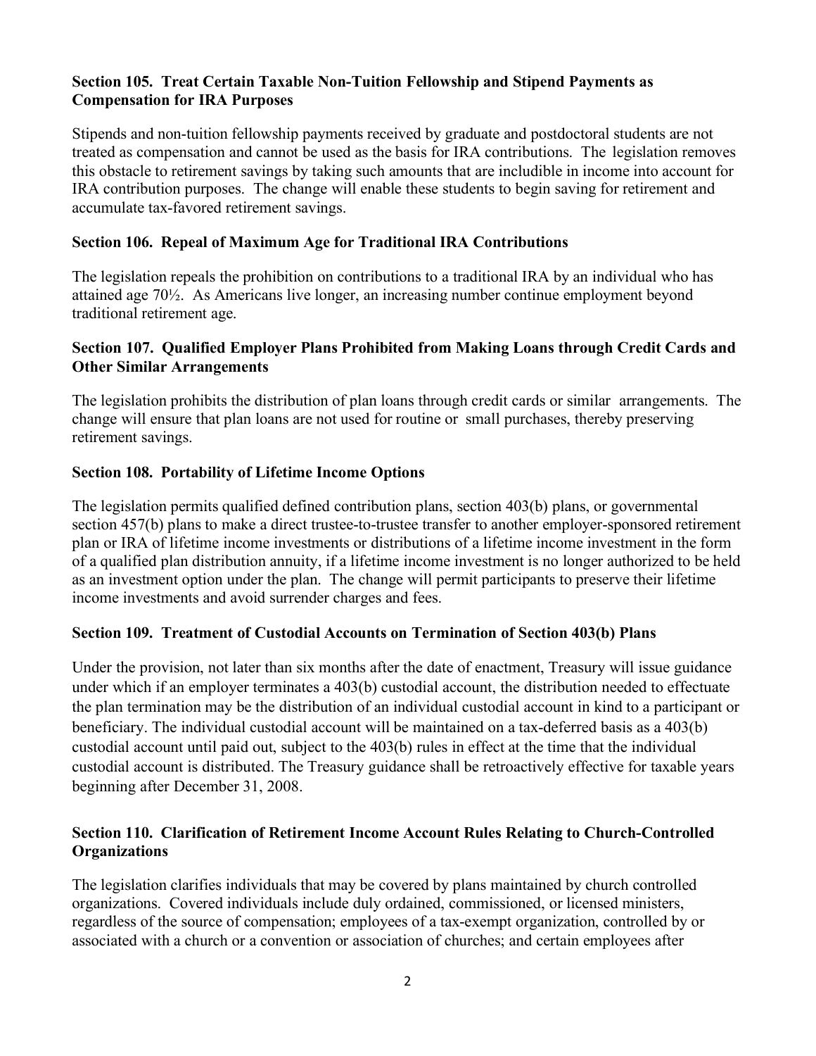### Section 105. Treat Certain Taxable Non-Tuition Fellowship and Stipend Payments as Compensation for IRA Purposes

Stipends and non-tuition fellowship payments received by graduate and postdoctoral students are not treated as compensation and cannot be used as the basis for IRA contributions. The legislation removes this obstacle to retirement savings by taking such amounts that are includible in income into account for IRA contribution purposes. The change will enable these students to begin saving for retirement and accumulate tax-favored retirement savings.

### Section 106. Repeal of Maximum Age for Traditional IRA Contributions

The legislation repeals the prohibition on contributions to a traditional IRA by an individual who has attained age 70½. As Americans live longer, an increasing number continue employment beyond traditional retirement age.

### Section 107. Qualified Employer Plans Prohibited from Making Loans through Credit Cards and Other Similar Arrangements

The legislation prohibits the distribution of plan loans through credit cards or similar arrangements. The change will ensure that plan loans are not used for routine or small purchases, thereby preserving retirement savings.

### Section 108. Portability of Lifetime Income Options

The legislation permits qualified defined contribution plans, section 403(b) plans, or governmental section 457(b) plans to make a direct trustee-to-trustee transfer to another employer-sponsored retirement plan or IRA of lifetime income investments or distributions of a lifetime income investment in the form of a qualified plan distribution annuity, if a lifetime income investment is no longer authorized to be held as an investment option under the plan. The change will permit participants to preserve their lifetime income investments and avoid surrender charges and fees.

### Section 109. Treatment of Custodial Accounts on Termination of Section 403(b) Plans

Under the provision, not later than six months after the date of enactment, Treasury will issue guidance under which if an employer terminates a 403(b) custodial account, the distribution needed to effectuate the plan termination may be the distribution of an individual custodial account in kind to a participant or beneficiary. The individual custodial account will be maintained on a tax-deferred basis as a 403(b) custodial account until paid out, subject to the 403(b) rules in effect at the time that the individual custodial account is distributed. The Treasury guidance shall be retroactively effective for taxable years beginning after December 31, 2008.

### Section 110. Clarification of Retirement Income Account Rules Relating to Church-Controlled Organizations

The legislation clarifies individuals that may be covered by plans maintained by church controlled organizations. Covered individuals include duly ordained, commissioned, or licensed ministers, regardless of the source of compensation; employees of a tax-exempt organization, controlled by or associated with a church or a convention or association of churches; and certain employees after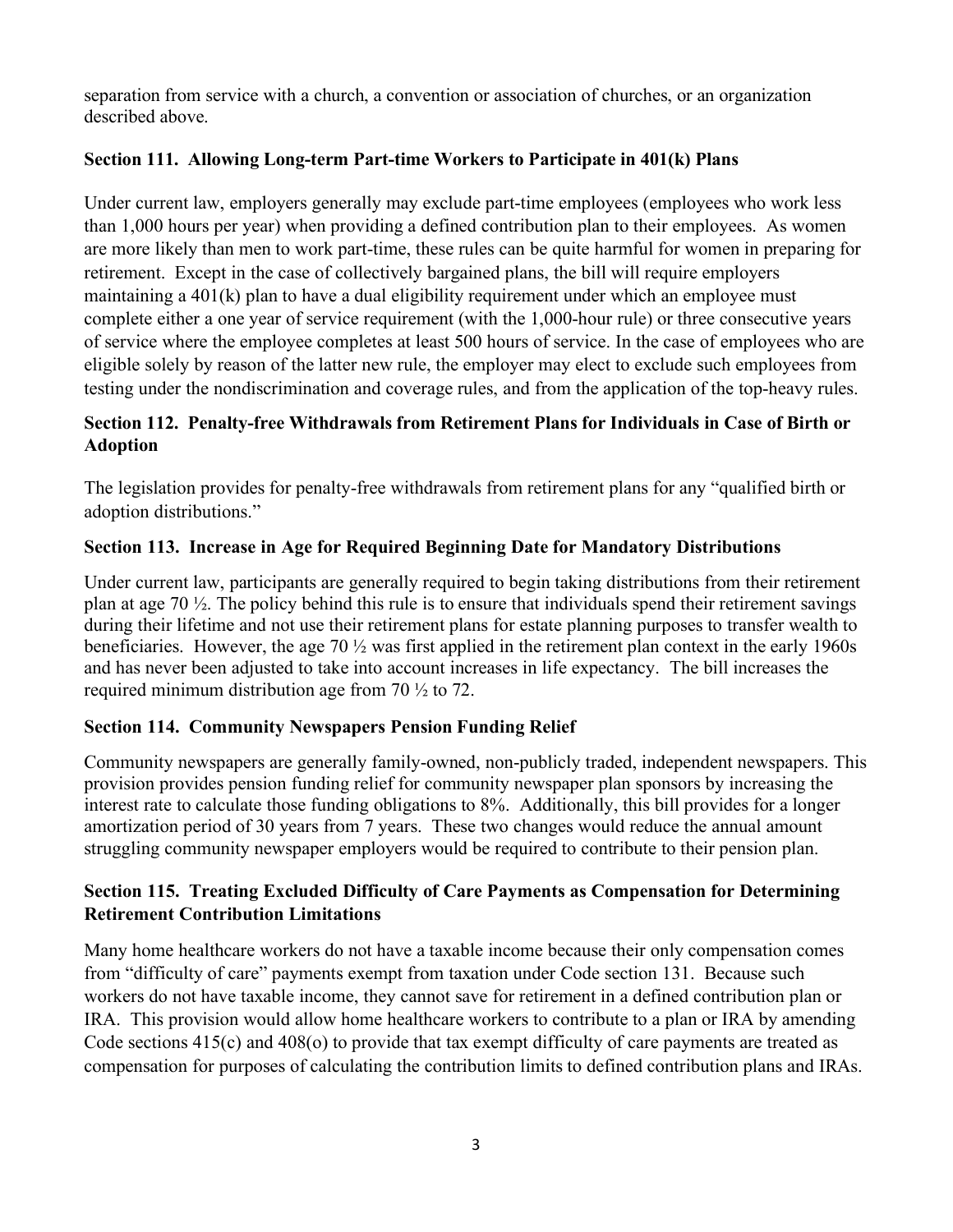separation from service with a church, a convention or association of churches, or an organization described above.

### Section 111. Allowing Long-term Part-time Workers to Participate in 401(k) Plans

Under current law, employers generally may exclude part-time employees (employees who work less than 1,000 hours per year) when providing a defined contribution plan to their employees. As women are more likely than men to work part-time, these rules can be quite harmful for women in preparing for retirement. Except in the case of collectively bargained plans, the bill will require employers maintaining a 401(k) plan to have a dual eligibility requirement under which an employee must complete either a one year of service requirement (with the 1,000-hour rule) or three consecutive years of service where the employee completes at least 500 hours of service. In the case of employees who are eligible solely by reason of the latter new rule, the employer may elect to exclude such employees from testing under the nondiscrimination and coverage rules, and from the application of the top-heavy rules.

### Section 112. Penalty-free Withdrawals from Retirement Plans for Individuals in Case of Birth or Adoption

The legislation provides for penalty-free withdrawals from retirement plans for any "qualified birth or adoption distributions."

### Section 113. Increase in Age for Required Beginning Date for Mandatory Distributions

Under current law, participants are generally required to begin taking distributions from their retirement plan at age 70 ½. The policy behind this rule is to ensure that individuals spend their retirement savings during their lifetime and not use their retirement plans for estate planning purposes to transfer wealth to beneficiaries. However, the age 70 ½ was first applied in the retirement plan context in the early 1960s and has never been adjusted to take into account increases in life expectancy. The bill increases the required minimum distribution age from 70 ½ to 72.

### Section 114. Community Newspapers Pension Funding Relief

Community newspapers are generally family-owned, non-publicly traded, independent newspapers. This provision provides pension funding relief for community newspaper plan sponsors by increasing the interest rate to calculate those funding obligations to 8%. Additionally, this bill provides for a longer amortization period of 30 years from 7 years. These two changes would reduce the annual amount struggling community newspaper employers would be required to contribute to their pension plan.

### Section 115. Treating Excluded Difficulty of Care Payments as Compensation for Determining Retirement Contribution Limitations

Many home healthcare workers do not have a taxable income because their only compensation comes from "difficulty of care" payments exempt from taxation under Code section 131. Because such workers do not have taxable income, they cannot save for retirement in a defined contribution plan or IRA. This provision would allow home healthcare workers to contribute to a plan or IRA by amending Code sections 415(c) and 408(o) to provide that tax exempt difficulty of care payments are treated as compensation for purposes of calculating the contribution limits to defined contribution plans and IRAs.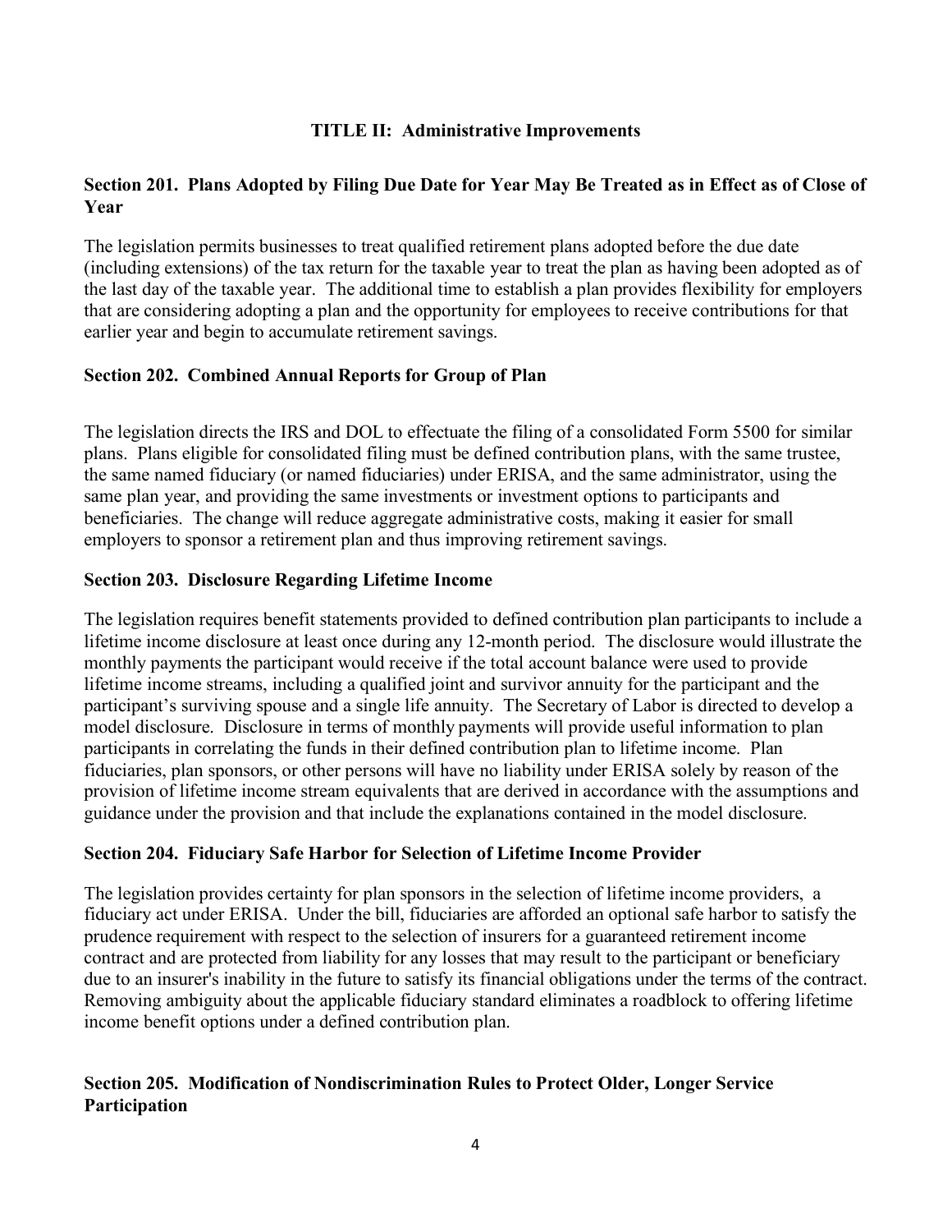## TITLE II: Administrative Improvements

### Section 201. Plans Adopted by Filing Due Date for Year May Be Treated as in Effect as of Close of Year

The legislation permits businesses to treat qualified retirement plans adopted before the due date (including extensions) of the tax return for the taxable year to treat the plan as having been adopted as of the last day of the taxable year. The additional time to establish a plan provides flexibility for employers that are considering adopting a plan and the opportunity for employees to receive contributions for that earlier year and begin to accumulate retirement savings.

### Section 202. Combined Annual Reports for Group of Plan

The legislation directs the IRS and DOL to effectuate the filing of a consolidated Form 5500 for similar plans. Plans eligible for consolidated filing must be defined contribution plans, with the same trustee, the same named fiduciary (or named fiduciaries) under ERISA, and the same administrator, using the same plan year, and providing the same investments or investment options to participants and beneficiaries. The change will reduce aggregate administrative costs, making it easier for small employers to sponsor a retirement plan and thus improving retirement savings.

### Section 203. Disclosure Regarding Lifetime Income

The legislation requires benefit statements provided to defined contribution plan participants to include a lifetime income disclosure at least once during any 12-month period. The disclosure would illustrate the monthly payments the participant would receive if the total account balance were used to provide lifetime income streams, including a qualified joint and survivor annuity for the participant and the participant's surviving spouse and a single life annuity. The Secretary of Labor is directed to develop a model disclosure. Disclosure in terms of monthly payments will provide useful information to plan participants in correlating the funds in their defined contribution plan to lifetime income. Plan fiduciaries, plan sponsors, or other persons will have no liability under ERISA solely by reason of the provision of lifetime income stream equivalents that are derived in accordance with the assumptions and guidance under the provision and that include the explanations contained in the model disclosure.

### Section 204. Fiduciary Safe Harbor for Selection of Lifetime Income Provider

The legislation provides certainty for plan sponsors in the selection of lifetime income providers, a fiduciary act under ERISA. Under the bill, fiduciaries are afforded an optional safe harbor to satisfy the prudence requirement with respect to the selection of insurers for a guaranteed retirement income contract and are protected from liability for any losses that may result to the participant or beneficiary due to an insurer's inability in the future to satisfy its financial obligations under the terms of the contract. Removing ambiguity about the applicable fiduciary standard eliminates a roadblock to offering lifetime income benefit options under a defined contribution plan.

### Section 205. Modification of Nondiscrimination Rules to Protect Older, Longer Service Participation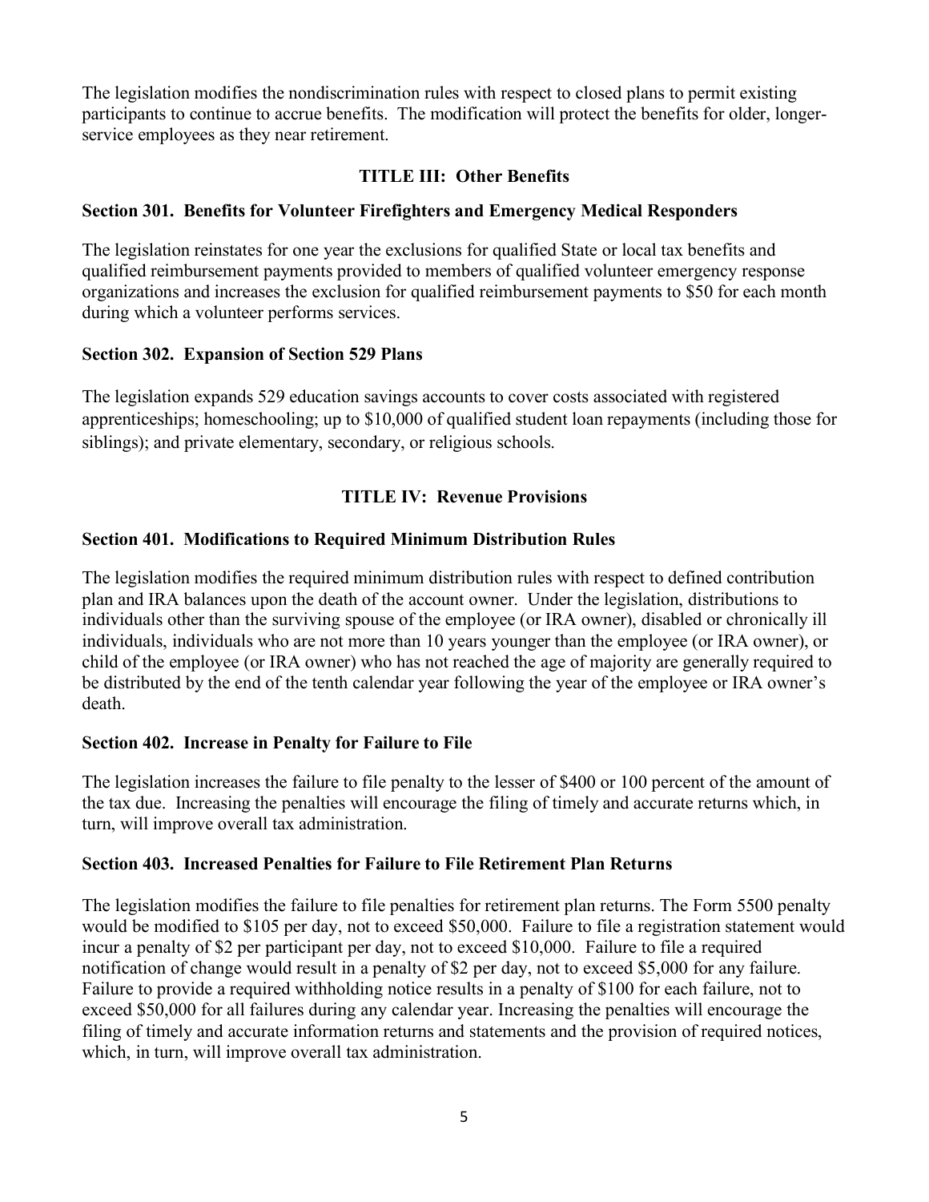The legislation modifies the nondiscrimination rules with respect to closed plans to permit existing participants to continue to accrue benefits. The modification will protect the benefits for older, longer-service employees as they near retirement.

## TITLE III: Other Benefits

### Section 301. Benefits for Volunteer Firefighters and Emergency Medical Responders

The legislation reinstates for one year the exclusions for qualified State or local tax benefits and qualified reimbursement payments provided to members of qualified volunteer emergency response organizations and increases the exclusion for qualified reimbursement payments to $50 for each month during which a volunteer performs services.

### Section 302. Expansion of Section 529 Plans

The legislation expands 529 education savings accounts to cover costs associated with registered apprenticeships; homeschooling; up to $10,000 of qualified student loan repayments (including those for siblings); and private elementary, secondary, or religious schools.

## TITLE IV: Revenue Provisions

### Section 401. Modifications to Required Minimum Distribution Rules

The legislation modifies the required minimum distribution rules with respect to defined contribution plan and IRA balances upon the death of the account owner. Under the legislation, distributions to individuals other than the surviving spouse of the employee (or IRA owner), disabled or chronically ill individuals, individuals who are not more than 10 years younger than the employee (or IRA owner), or child of the employee (or IRA owner) who has not reached the age of majority are generally required to be distributed by the end of the tenth calendar year following the year of the employee or IRA owner's death.

### Section 402. Increase in Penalty for Failure to File

The legislation increases the failure to file penalty to the lesser of $400 or 100 percent of the amount of the tax due. Increasing the penalties will encourage the filing of timely and accurate returns which, in turn, will improve overall tax administration.

### Section 403. Increased Penalties for Failure to File Retirement Plan Returns

The legislation modifies the failure to file penalties for retirement plan returns. The Form 5500 penalty would be modified to $105 per day, not to exceed $50,000. Failure to file a registration statement would incur a penalty of $2 per participant per day, not to exceed $10,000. Failure to file a required notification of change would result in a penalty of $2 per day, not to exceed $5,000 for any failure. Failure to provide a required withholding notice results in a penalty of $100 for each failure, not to exceed $50,000 for all failures during any calendar year. Increasing the penalties will encourage the filing of timely and accurate information returns and statements and the provision of required notices, which, in turn, will improve overall tax administration.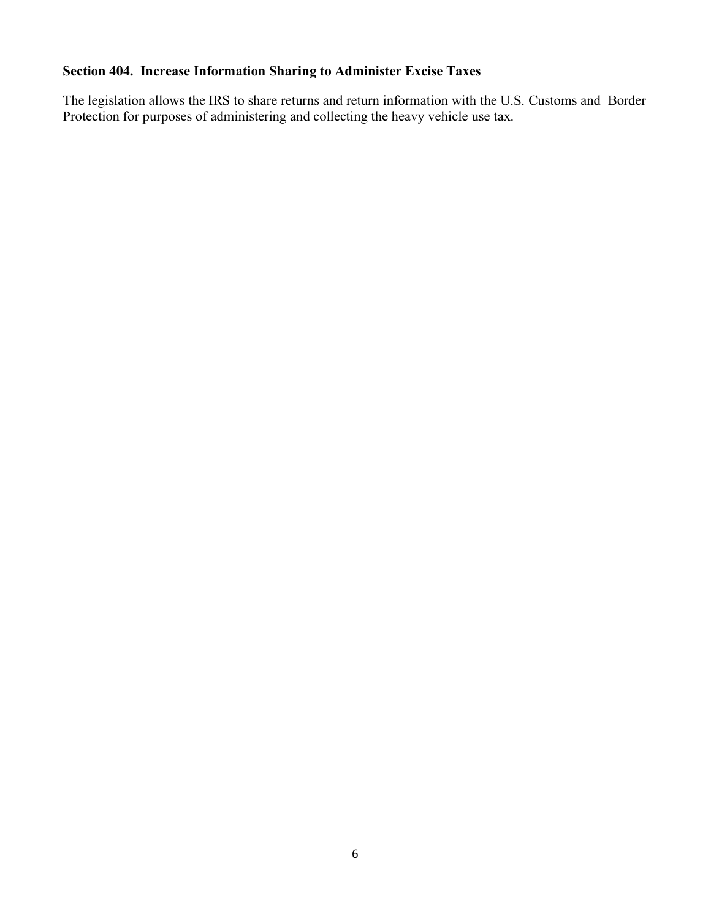**Section 404. Increase Information Sharing to Administer Excise Taxes**

The legislation allows the IRS to share returns and return information with the U.S. Customs and Border Protection for purposes of administering and collecting the heavy vehicle use tax.